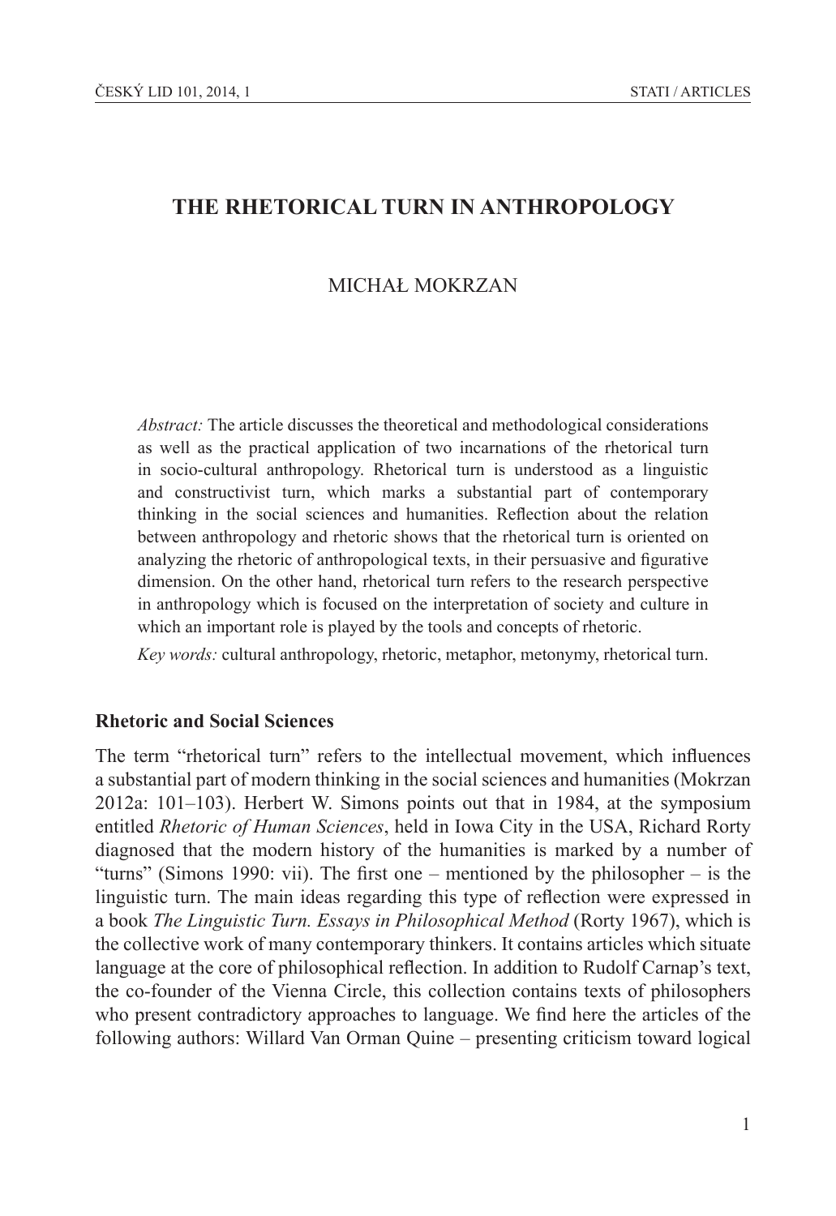# THE RHETORICAL TURN IN ANTHROPOLOGY

MICHAŁ MOKRZAN

*Abstract:* The article discusses the theoretical and methodological considerations as well as the practical application of two incarnations of the rhetorical turn in socio-cultural anthropology. Rhetorical turn is understood as a linguistic and constructivist turn, which marks a substantial part of contemporary thinking in the social sciences and humanities. Reflection about the relation between anthropology and rhetoric shows that the rhetorical turn is oriented on analyzing the rhetoric of anthropological texts, in their persuasive and figurative dimension. On the other hand, rhetorical turn refers to the research perspective in anthropology which is focused on the interpretation of society and culture in which an important role is played by the tools and concepts of rhetoric.

*Key words:* cultural anthropology, rhetoric, metaphor, metonymy, rhetorical turn.

## Rhetoric and Social Sciences

The term "rhetorical turn" refers to the intellectual movement, which influences a substantial part of modern thinking in the social sciences and humanities (Mokrzan 2012a: 101–103). Herbert W. Simons points out that in 1984, at the symposium entitled *Rhetoric of Human Sciences*, held in Iowa City in the USA, Richard Rorty diagnosed that the modern history of the humanities is marked by a number of "turns" (Simons 1990: vii). The first one – mentioned by the philosopher – is the linguistic turn. The main ideas regarding this type of reflection were expressed in a book *The Linguistic Turn. Essays in Philosophical Method* (Rorty 1967), which is the collective work of many contemporary thinkers. It contains articles which situate language at the core of philosophical reflection. In addition to Rudolf Carnap's text, the co-founder of the Vienna Circle, this collection contains texts of philosophers who present contradictory approaches to language. We find here the articles of the following authors: Willard Van Orman Quine – presenting criticism toward logical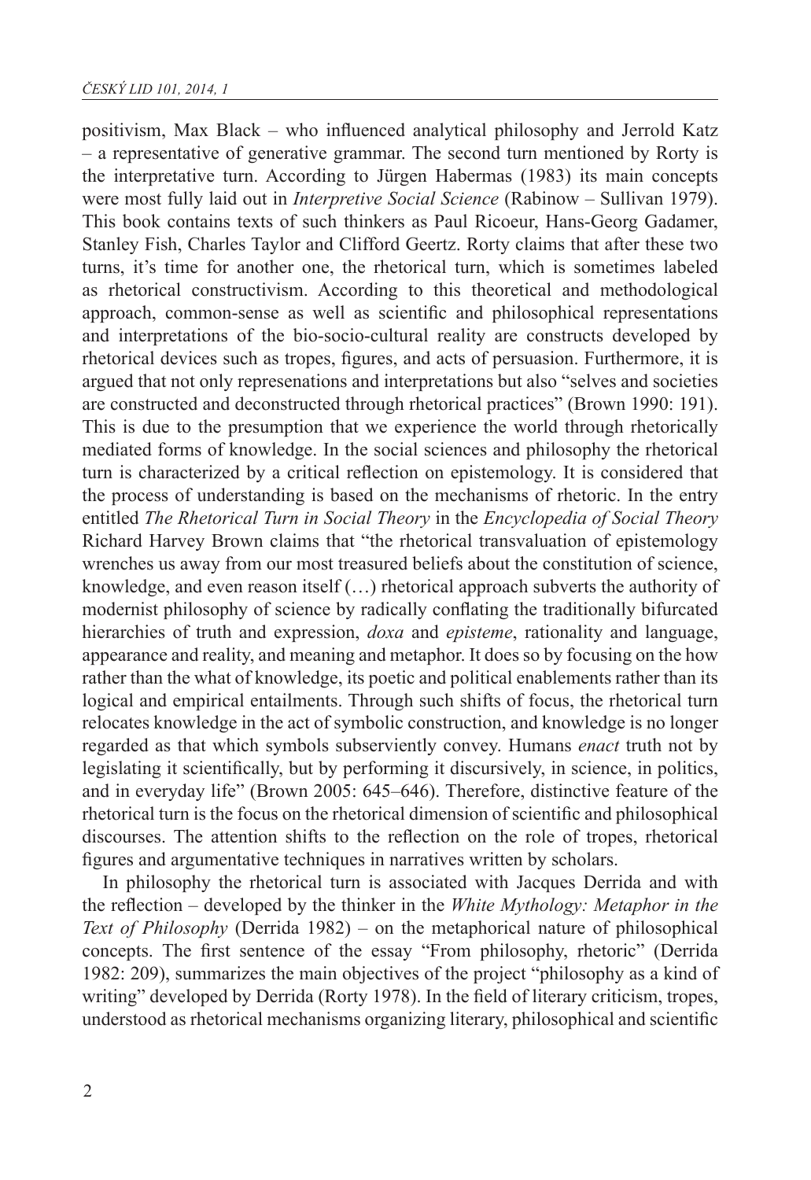positivism, Max Black – who influenced analytical philosophy and Jerrold Katz – a representative of generative grammar. The second turn mentioned by Rorty is the interpretative turn. According to Jürgen Habermas (1983) its main concepts were most fully laid out in *Interpretive Social Science* (Rabinow – Sullivan 1979). This book contains texts of such thinkers as Paul Ricoeur, Hans-Georg Gadamer, Stanley Fish, Charles Taylor and Clifford Geertz. Rorty claims that after these two turns, it's time for another one, the rhetorical turn, which is sometimes labeled as rhetorical constructivism. According to this theoretical and methodological approach, common-sense as well as scientific and philosophical representations and interpretations of the bio-socio-cultural reality are constructs developed by rhetorical devices such as tropes, figures, and acts of persuasion. Furthermore, it is argued that not only represenations and interpretations but also "selves and societies are constructed and deconstructed through rhetorical practices" (Brown 1990: 191). This is due to the presumption that we experience the world through rhetorically mediated forms of knowledge. In the social sciences and philosophy the rhetorical turn is characterized by a critical reflection on epistemology. It is considered that the process of understanding is based on the mechanisms of rhetoric. In the entry entitled *The Rhetorical Turn in Social Theory* in the *Encyclopedia of Social Theory* Richard Harvey Brown claims that "the rhetorical transvaluation of epistemology wrenches us away from our most treasured beliefs about the constitution of science, knowledge, and even reason itself (…) rhetorical approach subverts the authority of modernist philosophy of science by radically conflating the traditionally bifurcated hierarchies of truth and expression, *doxa* and *episteme*, rationality and language, appearance and reality, and meaning and metaphor. It does so by focusing on the how rather than the what of knowledge, its poetic and political enablements rather than its logical and empirical entailments. Through such shifts of focus, the rhetorical turn relocates knowledge in the act of symbolic construction, and knowledge is no longer regarded as that which symbols subserviently convey. Humans *enact* truth not by legislating it scientifically, but by performing it discursively, in science, in politics, and in everyday life" (Brown 2005: 645–646). Therefore, distinctive feature of the rhetorical turn is the focus on the rhetorical dimension of scientific and philosophical discourses. The attention shifts to the reflection on the role of tropes, rhetorical figures and argumentative techniques in narratives written by scholars.

In philosophy the rhetorical turn is associated with Jacques Derrida and with the reflection – developed by the thinker in the *White Mythology: Metaphor in the Text of Philosophy* (Derrida 1982) – on the metaphorical nature of philosophical concepts. The first sentence of the essay "From philosophy, rhetoric" (Derrida 1982: 209), summarizes the main objectives of the project "philosophy as a kind of writing" developed by Derrida (Rorty 1978). In the field of literary criticism, tropes, understood as rhetorical mechanisms organizing literary, philosophical and scientific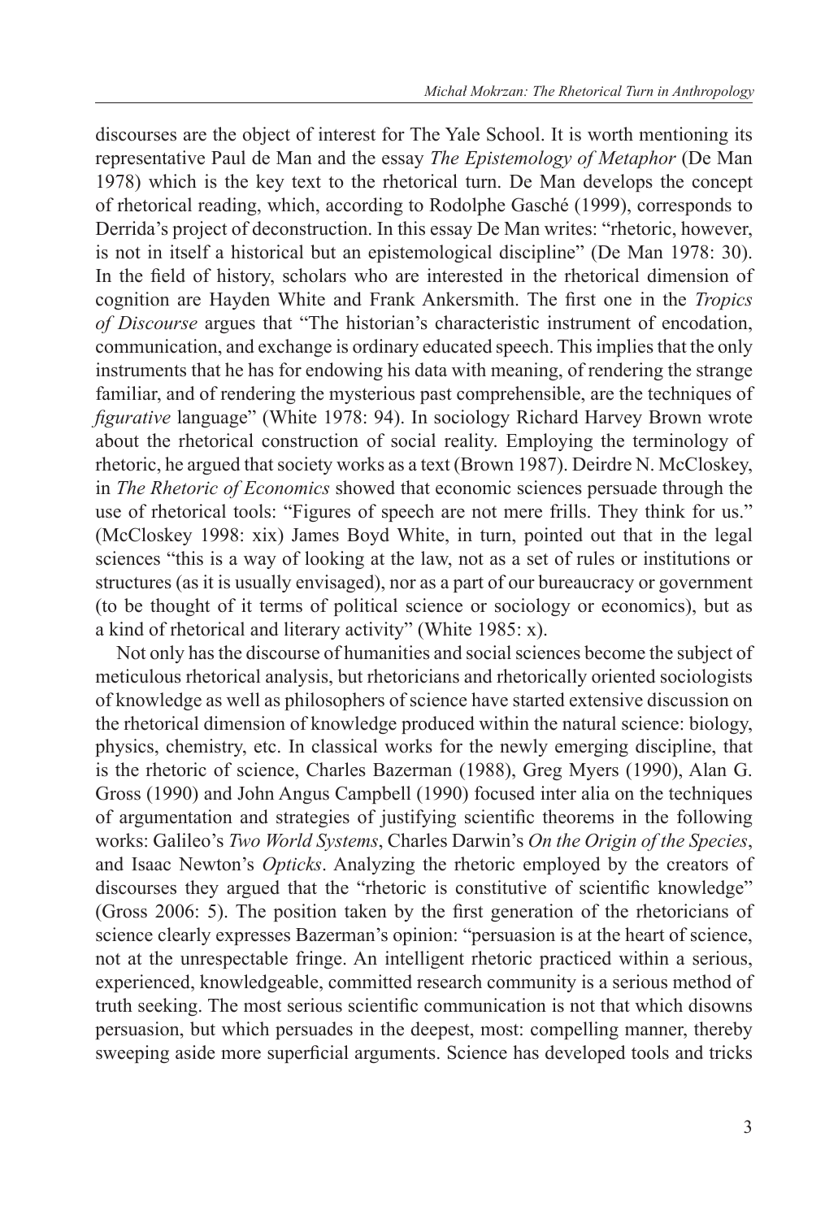discourses are the object of interest for The Yale School. It is worth mentioning its representative Paul de Man and the essay *The Epistemology of Metaphor* (De Man 1978) which is the key text to the rhetorical turn. De Man develops the concept of rhetorical reading, which, according to Rodolphe Gasché (1999), corresponds to Derrida's project of deconstruction. In this essay De Man writes: "rhetoric, however, is not in itself a historical but an epistemological discipline" (De Man 1978: 30). In the field of history, scholars who are interested in the rhetorical dimension of cognition are Hayden White and Frank Ankersmith. The first one in the *Tropics of Discourse* argues that "The historian's characteristic instrument of encodation, communication, and exchange is ordinary educated speech. This implies that the only instruments that he has for endowing his data with meaning, of rendering the strange familiar, and of rendering the mysterious past comprehensible, are the techniques of *figurative* language" (White 1978: 94). In sociology Richard Harvey Brown wrote about the rhetorical construction of social reality. Employing the terminology of rhetoric, he argued that society works as a text (Brown 1987). Deirdre N. McCloskey, in *The Rhetoric of Economics* showed that economic sciences persuade through the use of rhetorical tools: "Figures of speech are not mere frills. They think for us." (McCloskey 1998: xix) James Boyd White, in turn, pointed out that in the legal sciences "this is a way of looking at the law, not as a set of rules or institutions or structures (as it is usually envisaged), nor as a part of our bureaucracy or government (to be thought of it terms of political science or sociology or economics), but as a kind of rhetorical and literary activity" (White 1985: x).

Not only has the discourse of humanities and social sciences become the subject of meticulous rhetorical analysis, but rhetoricians and rhetorically oriented sociologists of knowledge as well as philosophers of science have started extensive discussion on the rhetorical dimension of knowledge produced within the natural science: biology, physics, chemistry, etc. In classical works for the newly emerging discipline, that is the rhetoric of science, Charles Bazerman (1988), Greg Myers (1990), Alan G. Gross (1990) and John Angus Campbell (1990) focused inter alia on the techniques of argumentation and strategies of justifying scientific theorems in the following works: Galileo's *Two World Systems*, Charles Darwin's *On the Origin of the Species*, and Isaac Newton's *Opticks*. Analyzing the rhetoric employed by the creators of discourses they argued that the "rhetoric is constitutive of scientific knowledge" (Gross 2006: 5). The position taken by the first generation of the rhetoricians of science clearly expresses Bazerman's opinion: "persuasion is at the heart of science, not at the unrespectable fringe. An intelligent rhetoric practiced within a serious, experienced, knowledgeable, committed research community is a serious method of truth seeking. The most serious scientific communication is not that which disowns persuasion, but which persuades in the deepest, most: compelling manner, thereby sweeping aside more superficial arguments. Science has developed tools and tricks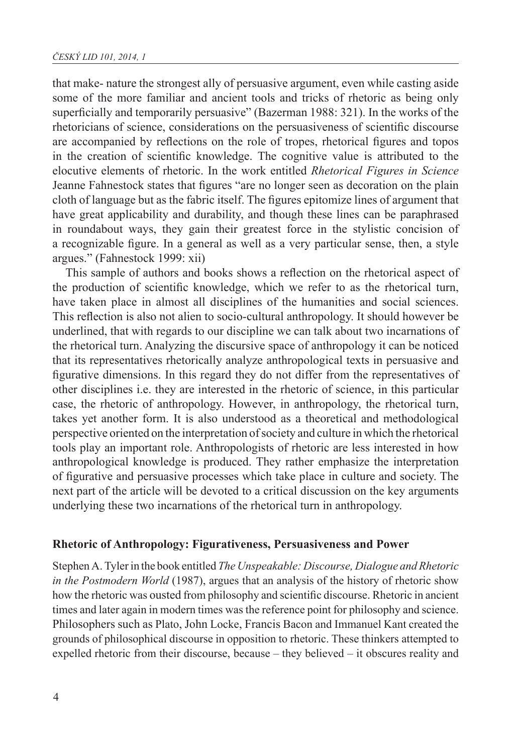that make- nature the strongest ally of persuasive argument, even while casting aside some of the more familiar and ancient tools and tricks of rhetoric as being only superficially and temporarily persuasive" (Bazerman 1988: 321). In the works of the rhetoricians of science, considerations on the persuasiveness of scientific discourse are accompanied by reflections on the role of tropes, rhetorical figures and topos in the creation of scientific knowledge. The cognitive value is attributed to the elocutive elements of rhetoric. In the work entitled *Rhetorical Figures in Science* Jeanne Fahnestock states that figures "are no longer seen as decoration on the plain cloth of language but as the fabric itself. The figures epitomize lines of argument that have great applicability and durability, and though these lines can be paraphrased in roundabout ways, they gain their greatest force in the stylistic concision of a recognizable figure. In a general as well as a very particular sense, then, a style argues." (Fahnestock 1999: xii)

This sample of authors and books shows a reflection on the rhetorical aspect of the production of scientific knowledge, which we refer to as the rhetorical turn, have taken place in almost all disciplines of the humanities and social sciences. This reflection is also not alien to socio-cultural anthropology. It should however be underlined, that with regards to our discipline we can talk about two incarnations of the rhetorical turn. Analyzing the discursive space of anthropology it can be noticed that its representatives rhetorically analyze anthropological texts in persuasive and figurative dimensions. In this regard they do not differ from the representatives of other disciplines i.e. they are interested in the rhetoric of science, in this particular case, the rhetoric of anthropology. However, in anthropology, the rhetorical turn, takes yet another form. It is also understood as a theoretical and methodological perspective oriented on the interpretation of society and culture in which the rhetorical tools play an important role. Anthropologists of rhetoric are less interested in how anthropological knowledge is produced. They rather emphasize the interpretation of figurative and persuasive processes which take place in culture and society. The next part of the article will be devoted to a critical discussion on the key arguments underlying these two incarnations of the rhetorical turn in anthropology.

## Rhetoric of Anthropology: Figurativeness, Persuasiveness and Power

Stephen A. Tyler in the book entitled *The Unspeakable: Discourse, Dialogue and Rhetoric in the Postmodern World* (1987), argues that an analysis of the history of rhetoric show how the rhetoric was ousted from philosophy and scientific discourse. Rhetoric in ancient times and later again in modern times was the reference point for philosophy and science. Philosophers such as Plato, John Locke, Francis Bacon and Immanuel Kant created the grounds of philosophical discourse in opposition to rhetoric. These thinkers attempted to expelled rhetoric from their discourse, because – they believed – it obscures reality and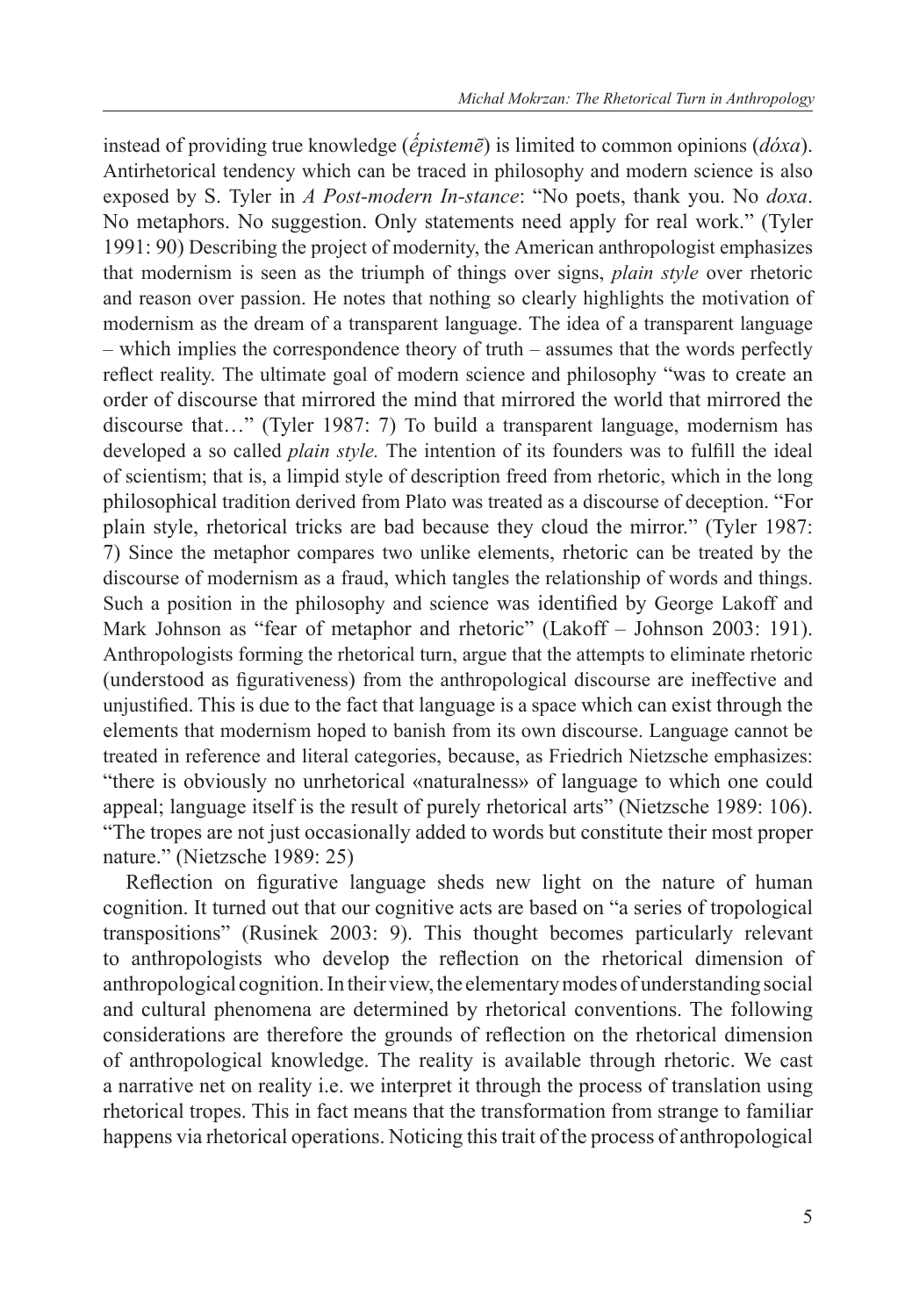instead of providing true knowledge (*ḗpistemē*) is limited to common opinions (*dóxa*). Antirhetorical tendency which can be traced in philosophy and modern science is also exposed by S. Tyler in *A Post-modern In-stance*: "No poets, thank you. No *doxa*. No metaphors. No suggestion. Only statements need apply for real work." (Tyler 1991: 90) Describing the project of modernity, the American anthropologist emphasizes that modernism is seen as the triumph of things over signs, *plain style* over rhetoric and reason over passion. He notes that nothing so clearly highlights the motivation of modernism as the dream of a transparent language. The idea of a transparent language – which implies the correspondence theory of truth – assumes that the words perfectly reflect reality. The ultimate goal of modern science and philosophy "was to create an order of discourse that mirrored the mind that mirrored the world that mirrored the discourse that…" (Tyler 1987: 7) To build a transparent language, modernism has developed a so called *plain style.* The intention of its founders was to fulfill the ideal of scientism; that is, a limpid style of description freed from rhetoric, which in the long philosophical tradition derived from Plato was treated as a discourse of deception. "For plain style, rhetorical tricks are bad because they cloud the mirror." (Tyler 1987: 7) Since the metaphor compares two unlike elements, rhetoric can be treated by the discourse of modernism as a fraud, which tangles the relationship of words and things. Such a position in the philosophy and science was identified by George Lakoff and Mark Johnson as "fear of metaphor and rhetoric" (Lakoff – Johnson 2003: 191). Anthropologists forming the rhetorical turn, argue that the attempts to eliminate rhetoric (understood as figurativeness) from the anthropological discourse are ineffective and unjustified. This is due to the fact that language is a space which can exist through the elements that modernism hoped to banish from its own discourse. Language cannot be treated in reference and literal categories, because, as Friedrich Nietzsche emphasizes: "there is obviously no unrhetorical «naturalness» of language to which one could appeal; language itself is the result of purely rhetorical arts" (Nietzsche 1989: 106). "The tropes are not just occasionally added to words but constitute their most proper nature." (Nietzsche 1989: 25)

Reflection on figurative language sheds new light on the nature of human cognition. It turned out that our cognitive acts are based on "a series of tropological transpositions" (Rusinek 2003: 9). This thought becomes particularly relevant to anthropologists who develop the reflection on the rhetorical dimension of anthropological cognition. In their view, the elementary modes of understanding social and cultural phenomena are determined by rhetorical conventions. The following considerations are therefore the grounds of reflection on the rhetorical dimension of anthropological knowledge. The reality is available through rhetoric. We cast a narrative net on reality i.e. we interpret it through the process of translation using rhetorical tropes. This in fact means that the transformation from strange to familiar happens via rhetorical operations. Noticing this trait of the process of anthropological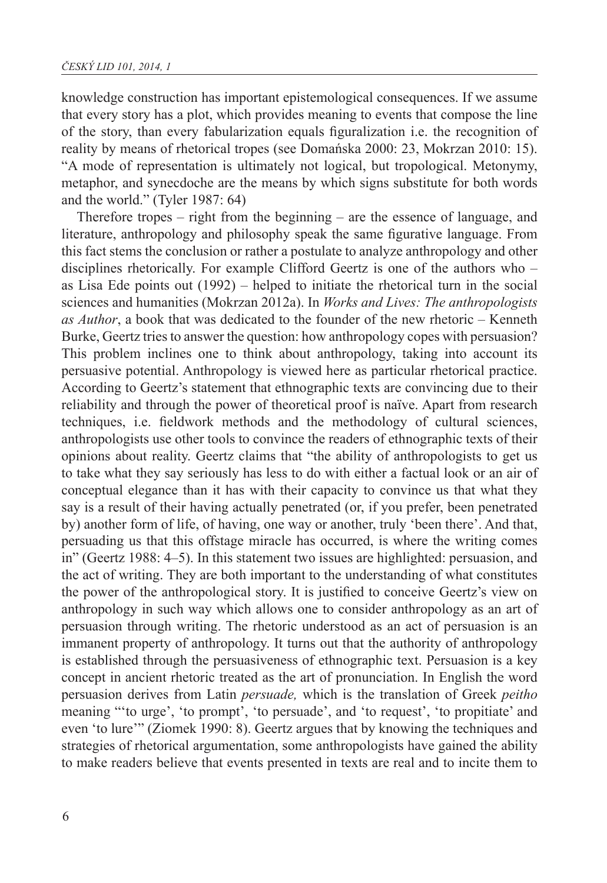knowledge construction has important epistemological consequences. If we assume that every story has a plot, which provides meaning to events that compose the line of the story, than every fabularization equals figuralization i.e. the recognition of reality by means of rhetorical tropes (see Domańska 2000: 23, Mokrzan 2010: 15). "A mode of representation is ultimately not logical, but tropological. Metonymy, metaphor, and synecdoche are the means by which signs substitute for both words and the world." (Tyler 1987: 64)

Therefore tropes – right from the beginning – are the essence of language, and literature, anthropology and philosophy speak the same figurative language. From this fact stems the conclusion or rather a postulate to analyze anthropology and other disciplines rhetorically. For example Clifford Geertz is one of the authors who – as Lisa Ede points out (1992) – helped to initiate the rhetorical turn in the social sciences and humanities (Mokrzan 2012a). In *Works and Lives: The anthropologists as Author*, a book that was dedicated to the founder of the new rhetoric – Kenneth Burke, Geertz tries to answer the question: how anthropology copes with persuasion? This problem inclines one to think about anthropology, taking into account its persuasive potential. Anthropology is viewed here as particular rhetorical practice. According to Geertz's statement that ethnographic texts are convincing due to their reliability and through the power of theoretical proof is naïve. Apart from research techniques, i.e. fieldwork methods and the methodology of cultural sciences, anthropologists use other tools to convince the readers of ethnographic texts of their opinions about reality. Geertz claims that "the ability of anthropologists to get us to take what they say seriously has less to do with either a factual look or an air of conceptual elegance than it has with their capacity to convince us that what they say is a result of their having actually penetrated (or, if you prefer, been penetrated by) another form of life, of having, one way or another, truly 'been there'. And that, persuading us that this offstage miracle has occurred, is where the writing comes in" (Geertz 1988: 4–5). In this statement two issues are highlighted: persuasion, and the act of writing. They are both important to the understanding of what constitutes the power of the anthropological story. It is justified to conceive Geertz's view on anthropology in such way which allows one to consider anthropology as an art of persuasion through writing. The rhetoric understood as an act of persuasion is an immanent property of anthropology. It turns out that the authority of anthropology is established through the persuasiveness of ethnographic text. Persuasion is a key concept in ancient rhetoric treated as the art of pronunciation. In English the word persuasion derives from Latin *persuade,* which is the translation of Greek *peitho* meaning "'to urge', 'to prompt', 'to persuade', and 'to request', 'to propitiate' and even 'to lure'" (Ziomek 1990: 8). Geertz argues that by knowing the techniques and strategies of rhetorical argumentation, some anthropologists have gained the ability to make readers believe that events presented in texts are real and to incite them to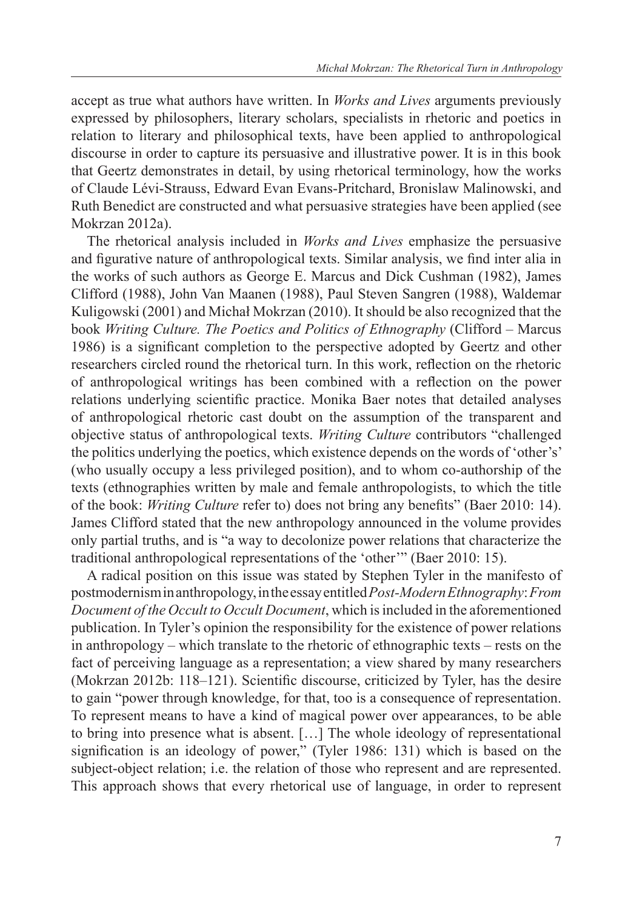accept as true what authors have written. In *Works and Lives* arguments previously expressed by philosophers, literary scholars, specialists in rhetoric and poetics in relation to literary and philosophical texts, have been applied to anthropological discourse in order to capture its persuasive and illustrative power. It is in this book that Geertz demonstrates in detail, by using rhetorical terminology, how the works of Claude Lévi-Strauss, Edward Evan Evans-Pritchard, Bronislaw Malinowski, and Ruth Benedict are constructed and what persuasive strategies have been applied (see Mokrzan 2012a).

The rhetorical analysis included in *Works and Lives* emphasize the persuasive and figurative nature of anthropological texts. Similar analysis, we find inter alia in the works of such authors as George E. Marcus and Dick Cushman (1982), James Clifford (1988), John Van Maanen (1988), Paul Steven Sangren (1988), Waldemar Kuligowski (2001) and Michał Mokrzan (2010). It should be also recognized that the book *Writing Culture. The Poetics and Politics of Ethnography* (Clifford – Marcus 1986) is a significant completion to the perspective adopted by Geertz and other researchers circled round the rhetorical turn. In this work, reflection on the rhetoric of anthropological writings has been combined with a reflection on the power relations underlying scientific practice. Monika Baer notes that detailed analyses of anthropological rhetoric cast doubt on the assumption of the transparent and objective status of anthropological texts. *Writing Culture* contributors "challenged the politics underlying the poetics, which existence depends on the words of 'other's' (who usually occupy a less privileged position), and to whom co-authorship of the texts (ethnographies written by male and female anthropologists, to which the title of the book: *Writing Culture* refer to) does not bring any benefits" (Baer 2010: 14). James Clifford stated that the new anthropology announced in the volume provides only partial truths, and is "a way to decolonize power relations that characterize the traditional anthropological representations of the 'other'" (Baer 2010: 15).

A radical position on this issue was stated by Stephen Tyler in the manifesto of postmodernism in anthropology, in the essay entitled *Post-Modern Ethnography*: *From Document of the Occult to Occult Document*, which is included in the aforementioned publication. In Tyler's opinion the responsibility for the existence of power relations in anthropology – which translate to the rhetoric of ethnographic texts – rests on the fact of perceiving language as a representation; a view shared by many researchers (Mokrzan 2012b: 118–121). Scientific discourse, criticized by Tyler, has the desire to gain "power through knowledge, for that, too is a consequence of representation. To represent means to have a kind of magical power over appearances, to be able to bring into presence what is absent. […] The whole ideology of representational signification is an ideology of power," (Tyler 1986: 131) which is based on the subject-object relation; i.e. the relation of those who represent and are represented. This approach shows that every rhetorical use of language, in order to represent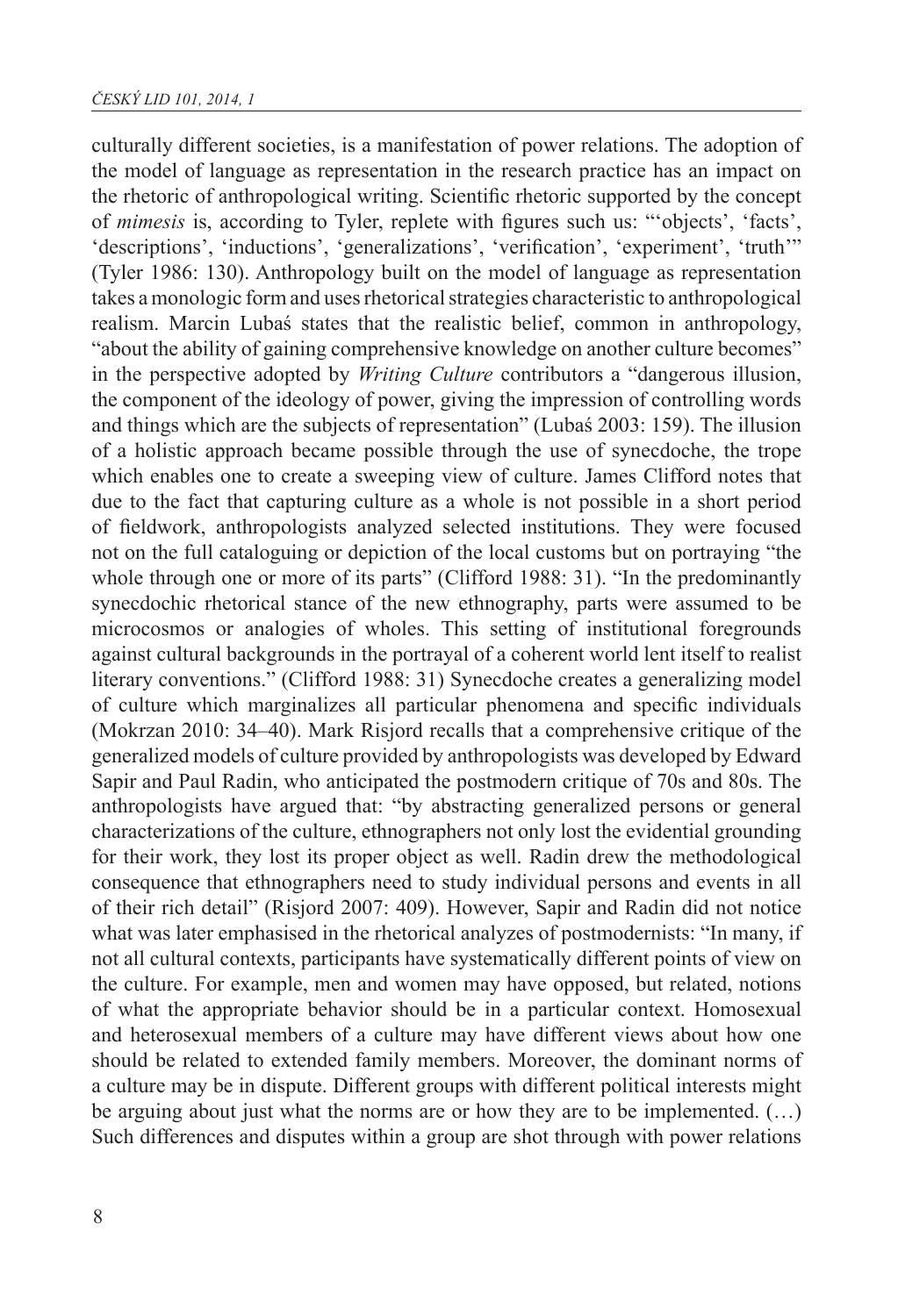culturally different societies, is a manifestation of power relations. The adoption of the model of language as representation in the research practice has an impact on the rhetoric of anthropological writing. Scientific rhetoric supported by the concept of *mimesis* is, according to Tyler, replete with figures such us: "'objects', 'facts', 'descriptions', 'inductions', 'generalizations', 'verification', 'experiment', 'truth'" (Tyler 1986: 130). Anthropology built on the model of language as representation takes a monologic form and uses rhetorical strategies characteristic to anthropological realism. Marcin Lubaś states that the realistic belief, common in anthropology, "about the ability of gaining comprehensive knowledge on another culture becomes" in the perspective adopted by *Writing Culture* contributors a "dangerous illusion, the component of the ideology of power, giving the impression of controlling words and things which are the subjects of representation" (Lubaś 2003: 159). The illusion of a holistic approach became possible through the use of synecdoche, the trope which enables one to create a sweeping view of culture. James Clifford notes that due to the fact that capturing culture as a whole is not possible in a short period of fieldwork, anthropologists analyzed selected institutions. They were focused not on the full cataloguing or depiction of the local customs but on portraying "the whole through one or more of its parts" (Clifford 1988: 31). "In the predominantly synecdochic rhetorical stance of the new ethnography, parts were assumed to be microcosmos or analogies of wholes. This setting of institutional foregrounds against cultural backgrounds in the portrayal of a coherent world lent itself to realist literary conventions." (Clifford 1988: 31) Synecdoche creates a generalizing model of culture which marginalizes all particular phenomena and specific individuals (Mokrzan 2010: 34–40). Mark Risjord recalls that a comprehensive critique of the generalized models of culture provided by anthropologists was developed by Edward Sapir and Paul Radin, who anticipated the postmodern critique of 70s and 80s. The anthropologists have argued that: "by abstracting generalized persons or general characterizations of the culture, ethnographers not only lost the evidential grounding for their work, they lost its proper object as well. Radin drew the methodological consequence that ethnographers need to study individual persons and events in all of their rich detail" (Risjord 2007: 409). However, Sapir and Radin did not notice what was later emphasised in the rhetorical analyzes of postmodernists: "In many, if not all cultural contexts, participants have systematically different points of view on the culture. For example, men and women may have opposed, but related, notions of what the appropriate behavior should be in a particular context. Homosexual and heterosexual members of a culture may have different views about how one should be related to extended family members. Moreover, the dominant norms of a culture may be in dispute. Different groups with different political interests might be arguing about just what the norms are or how they are to be implemented. (…) Such differences and disputes within a group are shot through with power relations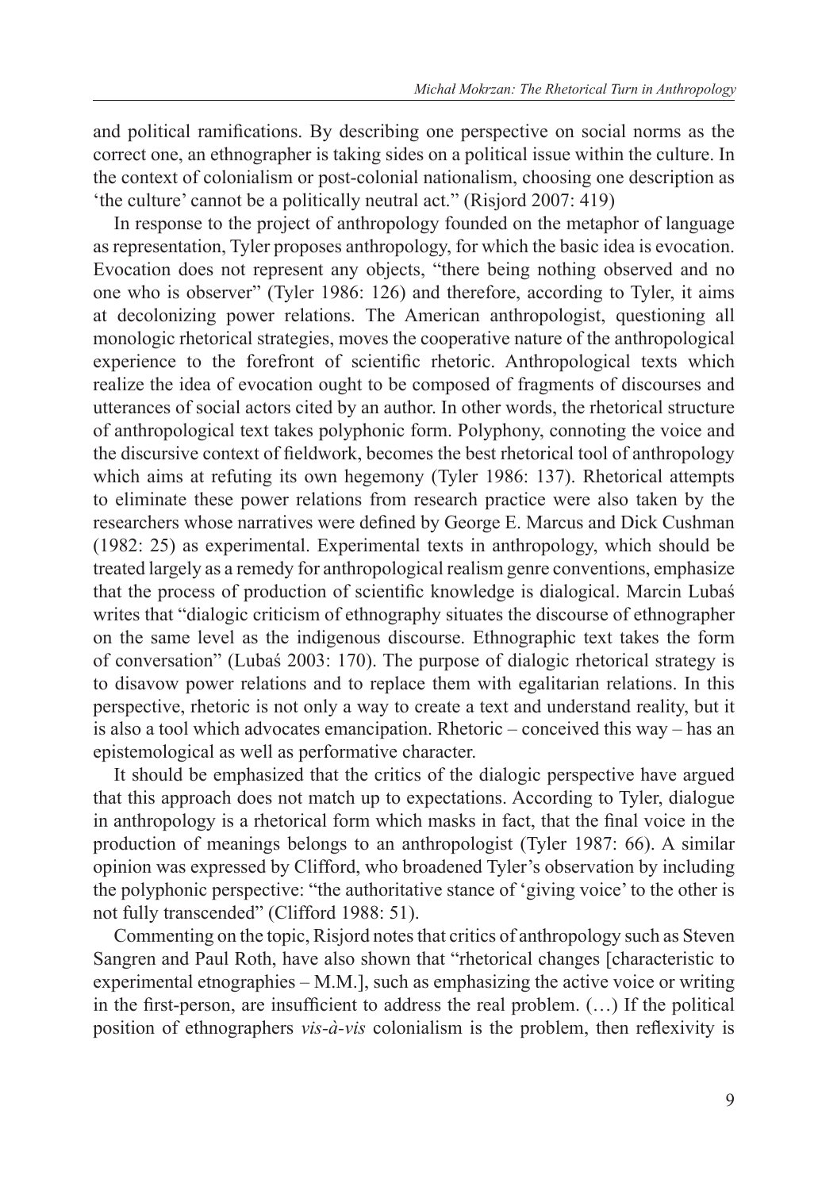and political ramifications. By describing one perspective on social norms as the correct one, an ethnographer is taking sides on a political issue within the culture. In the context of colonialism or post-colonial nationalism, choosing one description as 'the culture' cannot be a politically neutral act." (Risjord 2007: 419)

In response to the project of anthropology founded on the metaphor of language as representation, Tyler proposes anthropology, for which the basic idea is evocation. Evocation does not represent any objects, "there being nothing observed and no one who is observer" (Tyler 1986: 126) and therefore, according to Tyler, it aims at decolonizing power relations. The American anthropologist, questioning all monologic rhetorical strategies, moves the cooperative nature of the anthropological experience to the forefront of scientific rhetoric. Anthropological texts which realize the idea of evocation ought to be composed of fragments of discourses and utterances of social actors cited by an author. In other words, the rhetorical structure of anthropological text takes polyphonic form. Polyphony, connoting the voice and the discursive context of fieldwork, becomes the best rhetorical tool of anthropology which aims at refuting its own hegemony (Tyler 1986: 137). Rhetorical attempts to eliminate these power relations from research practice were also taken by the researchers whose narratives were defined by George E. Marcus and Dick Cushman (1982: 25) as experimental. Experimental texts in anthropology, which should be treated largely as a remedy for anthropological realism genre conventions, emphasize that the process of production of scientific knowledge is dialogical. Marcin Lubaś writes that "dialogic criticism of ethnography situates the discourse of ethnographer on the same level as the indigenous discourse. Ethnographic text takes the form of conversation" (Lubaś 2003: 170). The purpose of dialogic rhetorical strategy is to disavow power relations and to replace them with egalitarian relations. In this perspective, rhetoric is not only a way to create a text and understand reality, but it is also a tool which advocates emancipation. Rhetoric – conceived this way – has an epistemological as well as performative character.

It should be emphasized that the critics of the dialogic perspective have argued that this approach does not match up to expectations. According to Tyler, dialogue in anthropology is a rhetorical form which masks in fact, that the final voice in the production of meanings belongs to an anthropologist (Tyler 1987: 66). A similar opinion was expressed by Clifford, who broadened Tyler's observation by including the polyphonic perspective: "the authoritative stance of 'giving voice' to the other is not fully transcended" (Clifford 1988: 51).

Commenting on the topic, Risjord notes that critics of anthropology such as Steven Sangren and Paul Roth, have also shown that "rhetorical changes [characteristic to experimental etnographies – M.M.], such as emphasizing the active voice or writing in the first-person, are insufficient to address the real problem. (…) If the political position of ethnographers *vis-à-vis* colonialism is the problem, then reflexivity is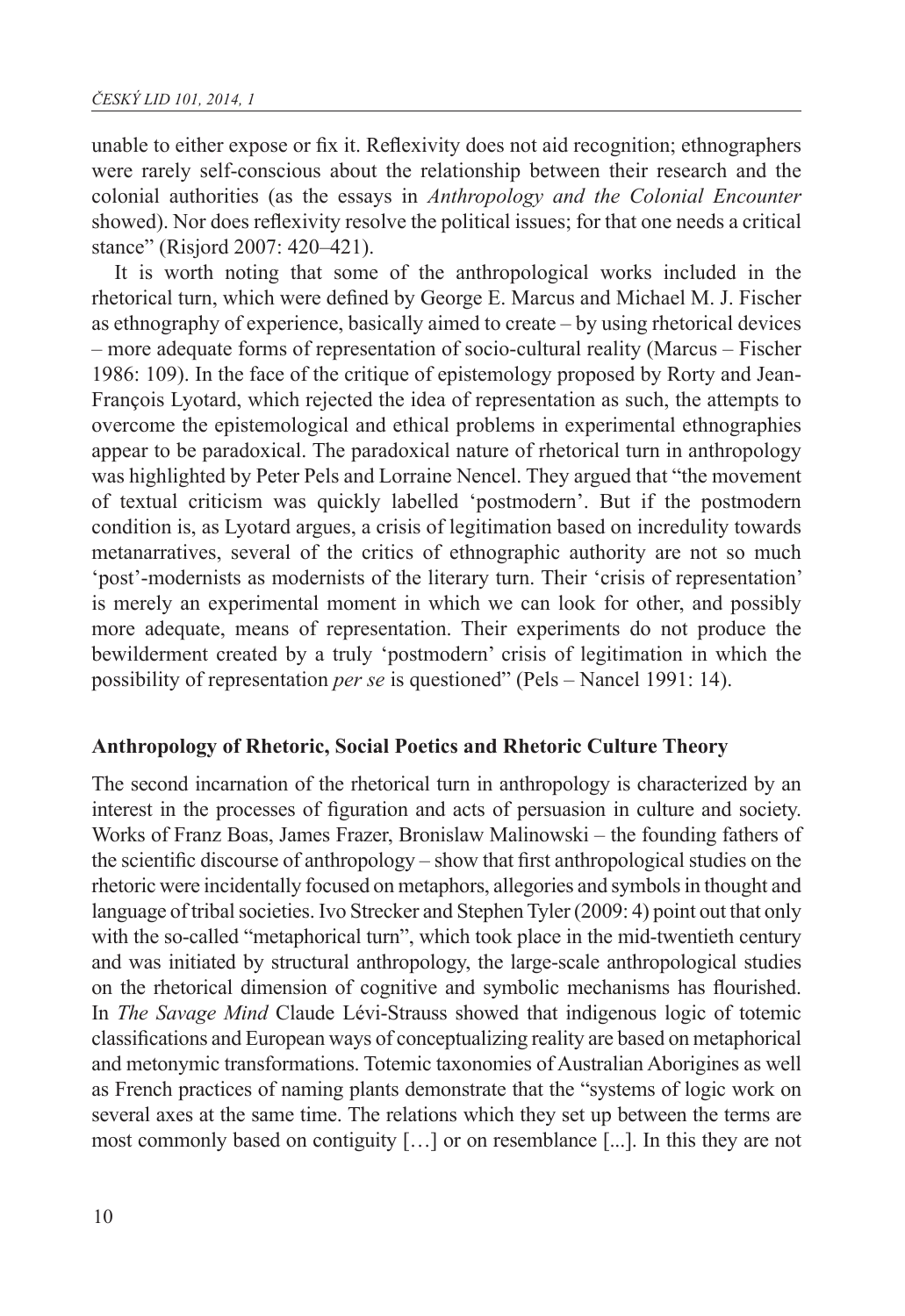unable to either expose or fix it. Reflexivity does not aid recognition; ethnographers were rarely self-conscious about the relationship between their research and the colonial authorities (as the essays in *Anthropology and the Colonial Encounter* showed). Nor does reflexivity resolve the political issues; for that one needs a critical stance" (Risjord 2007: 420–421).

It is worth noting that some of the anthropological works included in the rhetorical turn, which were defined by George E. Marcus and Michael M. J. Fischer as ethnography of experience, basically aimed to create – by using rhetorical devices – more adequate forms of representation of socio-cultural reality (Marcus – Fischer 1986: 109). In the face of the critique of epistemology proposed by Rorty and Jean-François Lyotard, which rejected the idea of representation as such, the attempts to overcome the epistemological and ethical problems in experimental ethnographies appear to be paradoxical. The paradoxical nature of rhetorical turn in anthropology was highlighted by Peter Pels and Lorraine Nencel. They argued that "the movement of textual criticism was quickly labelled 'postmodern'. But if the postmodern condition is, as Lyotard argues, a crisis of legitimation based on incredulity towards metanarratives, several of the critics of ethnographic authority are not so much 'post'-modernists as modernists of the literary turn. Their 'crisis of representation' is merely an experimental moment in which we can look for other, and possibly more adequate, means of representation. Their experiments do not produce the bewilderment created by a truly 'postmodern' crisis of legitimation in which the possibility of representation *per se* is questioned" (Pels – Nancel 1991: 14).

### Anthropology of Rhetoric, Social Poetics and Rhetoric Culture Theory

The second incarnation of the rhetorical turn in anthropology is characterized by an interest in the processes of figuration and acts of persuasion in culture and society. Works of Franz Boas, James Frazer, Bronislaw Malinowski – the founding fathers of the scientific discourse of anthropology – show that first anthropological studies on the rhetoric were incidentally focused on metaphors, allegories and symbols in thought and language of tribal societies. Ivo Strecker and Stephen Tyler (2009: 4) point out that only with the so-called "metaphorical turn", which took place in the mid-twentieth century and was initiated by structural anthropology, the large-scale anthropological studies on the rhetorical dimension of cognitive and symbolic mechanisms has flourished. In *The Savage Mind* Claude Lévi-Strauss showed that indigenous logic of totemic classifications and European ways of conceptualizing reality are based on metaphorical and metonymic transformations. Totemic taxonomies of Australian Aborigines as well as French practices of naming plants demonstrate that the "systems of logic work on several axes at the same time. The relations which they set up between the terms are most commonly based on contiguity […] or on resemblance [...]. In this they are not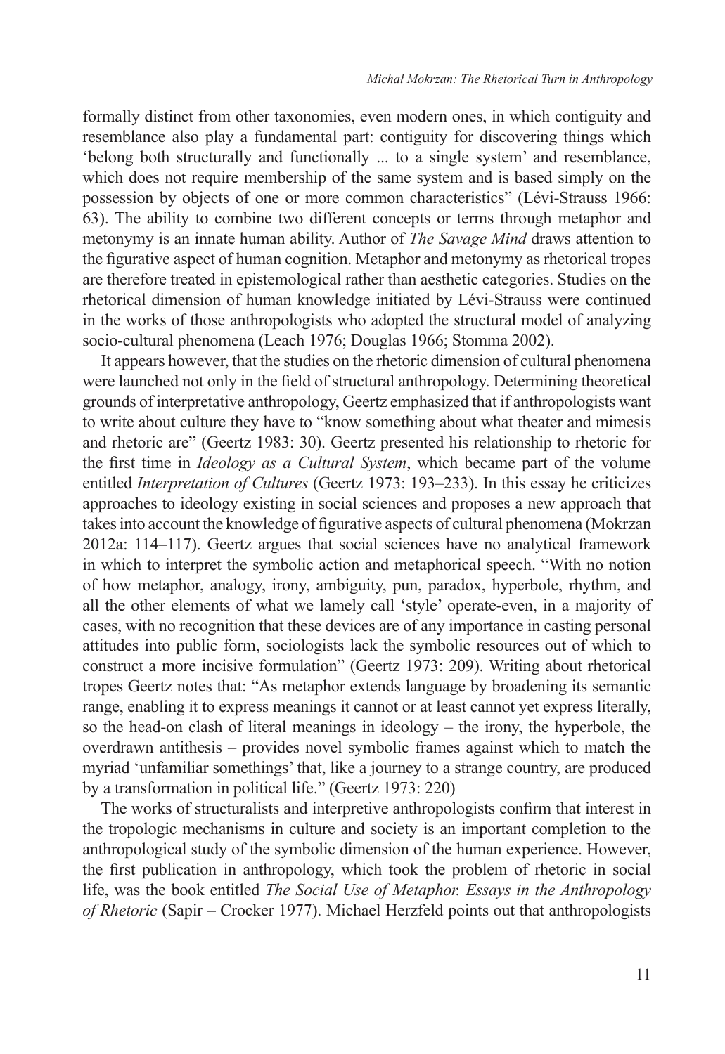formally distinct from other taxonomies, even modern ones, in which contiguity and resemblance also play a fundamental part: contiguity for discovering things which 'belong both structurally and functionally ... to a single system' and resemblance, which does not require membership of the same system and is based simply on the possession by objects of one or more common characteristics" (Lévi-Strauss 1966: 63). The ability to combine two different concepts or terms through metaphor and metonymy is an innate human ability. Author of *The Savage Mind* draws attention to the figurative aspect of human cognition. Metaphor and metonymy as rhetorical tropes are therefore treated in epistemological rather than aesthetic categories. Studies on the rhetorical dimension of human knowledge initiated by Lévi-Strauss were continued in the works of those anthropologists who adopted the structural model of analyzing socio-cultural phenomena (Leach 1976; Douglas 1966; Stomma 2002).

It appears however, that the studies on the rhetoric dimension of cultural phenomena were launched not only in the field of structural anthropology. Determining theoretical grounds of interpretative anthropology, Geertz emphasized that if anthropologists want to write about culture they have to "know something about what theater and mimesis and rhetoric are" (Geertz 1983: 30). Geertz presented his relationship to rhetoric for the first time in *Ideology as a Cultural System*, which became part of the volume entitled *Interpretation of Cultures* (Geertz 1973: 193–233). In this essay he criticizes approaches to ideology existing in social sciences and proposes a new approach that takes into account the knowledge of figurative aspects of cultural phenomena (Mokrzan 2012a: 114–117). Geertz argues that social sciences have no analytical framework in which to interpret the symbolic action and metaphorical speech. "With no notion of how metaphor, analogy, irony, ambiguity, pun, paradox, hyperbole, rhythm, and all the other elements of what we lamely call 'style' operate-even, in a majority of cases, with no recognition that these devices are of any importance in casting personal attitudes into public form, sociologists lack the symbolic resources out of which to construct a more incisive formulation" (Geertz 1973: 209). Writing about rhetorical tropes Geertz notes that: "As metaphor extends language by broadening its semantic range, enabling it to express meanings it cannot or at least cannot yet express literally, so the head-on clash of literal meanings in ideology – the irony, the hyperbole, the overdrawn antithesis – provides novel symbolic frames against which to match the myriad 'unfamiliar somethings' that, like a journey to a strange country, are produced by a transformation in political life." (Geertz 1973: 220)

The works of structuralists and interpretive anthropologists confirm that interest in the tropologic mechanisms in culture and society is an important completion to the anthropological study of the symbolic dimension of the human experience. However, the first publication in anthropology, which took the problem of rhetoric in social life, was the book entitled *The Social Use of Metaphor. Essays in the Anthropology of Rhetoric* (Sapir – Crocker 1977). Michael Herzfeld points out that anthropologists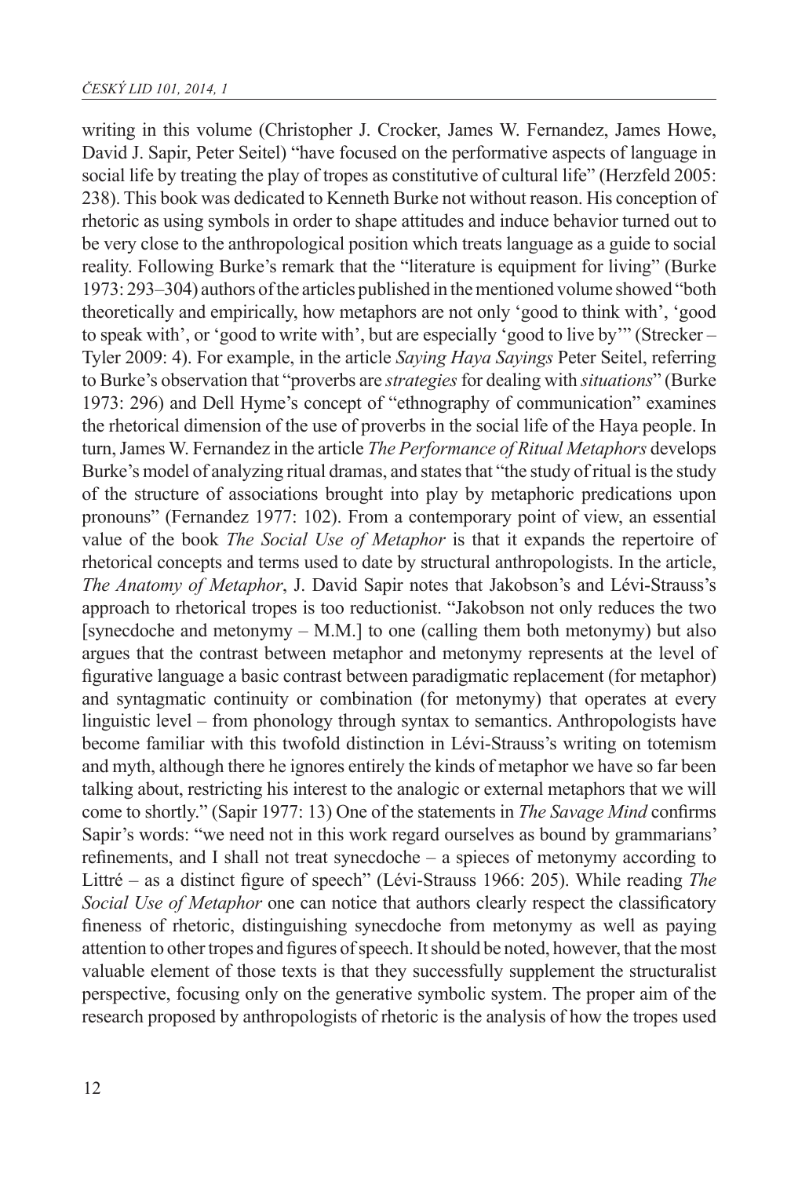writing in this volume (Christopher J. Crocker, James W. Fernandez, James Howe, David J. Sapir, Peter Seitel) "have focused on the performative aspects of language in social life by treating the play of tropes as constitutive of cultural life" (Herzfeld 2005: 238). This book was dedicated to Kenneth Burke not without reason. His conception of rhetoric as using symbols in order to shape attitudes and induce behavior turned out to be very close to the anthropological position which treats language as a guide to social reality. Following Burke's remark that the "literature is equipment for living" (Burke 1973: 293–304) authors of the articles published in the mentioned volume showed "both theoretically and empirically, how metaphors are not only 'good to think with', 'good to speak with', or 'good to write with', but are especially 'good to live by'" (Strecker – Tyler 2009: 4). For example, in the article *Saying Haya Sayings* Peter Seitel, referring to Burke's observation that "proverbs are *strategies* for dealing with *situations*" (Burke 1973: 296) and Dell Hyme's concept of "ethnography of communication" examines the rhetorical dimension of the use of proverbs in the social life of the Haya people. In turn, James W. Fernandez in the article *The Performance of Ritual Metaphors* develops Burke's model of analyzing ritual dramas, and states that "the study of ritual is the study of the structure of associations brought into play by metaphoric predications upon pronouns" (Fernandez 1977: 102). From a contemporary point of view, an essential value of the book *The Social Use of Metaphor* is that it expands the repertoire of rhetorical concepts and terms used to date by structural anthropologists. In the article, *The Anatomy of Metaphor*, J. David Sapir notes that Jakobson's and Lévi-Strauss's approach to rhetorical tropes is too reductionist. "Jakobson not only reduces the two [synecdoche and metonymy – M.M.] to one (calling them both metonymy) but also argues that the contrast between metaphor and metonymy represents at the level of figurative language a basic contrast between paradigmatic replacement (for metaphor) and syntagmatic continuity or combination (for metonymy) that operates at every linguistic level – from phonology through syntax to semantics. Anthropologists have become familiar with this twofold distinction in Lévi-Strauss's writing on totemism and myth, although there he ignores entirely the kinds of metaphor we have so far been talking about, restricting his interest to the analogic or external metaphors that we will come to shortly." (Sapir 1977: 13) One of the statements in *The Savage Mind* confirms Sapir's words: "we need not in this work regard ourselves as bound by grammarians' refinements, and I shall not treat synecdoche – a spieces of metonymy according to Littré – as a distinct figure of speech" (Lévi-Strauss 1966: 205). While reading *The Social Use of Metaphor* one can notice that authors clearly respect the classificatory fineness of rhetoric, distinguishing synecdoche from metonymy as well as paying attention to other tropes and figures of speech. It should be noted, however, that the most valuable element of those texts is that they successfully supplement the structuralist perspective, focusing only on the generative symbolic system. The proper aim of the research proposed by anthropologists of rhetoric is the analysis of how the tropes used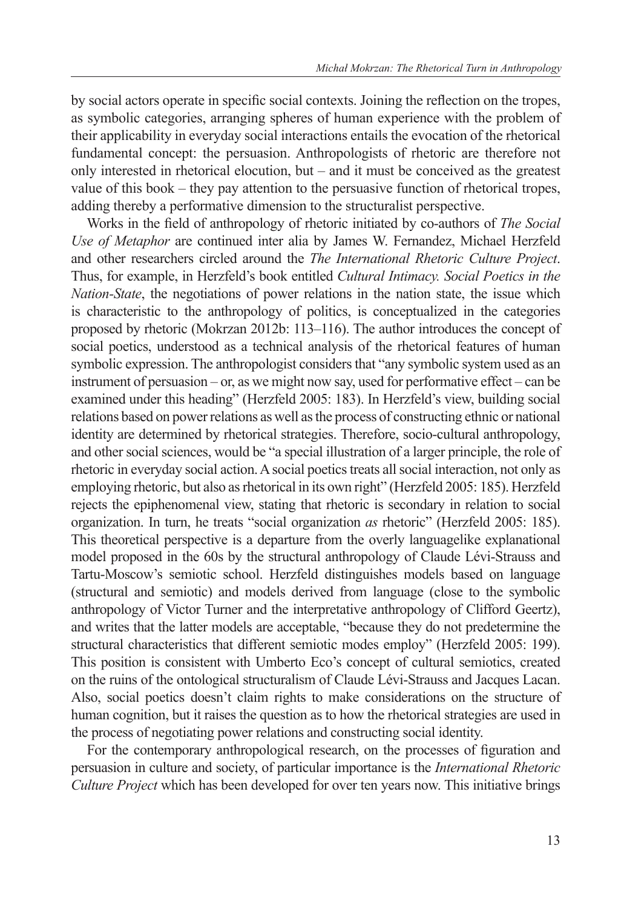by social actors operate in specific social contexts. Joining the reflection on the tropes, as symbolic categories, arranging spheres of human experience with the problem of their applicability in everyday social interactions entails the evocation of the rhetorical fundamental concept: the persuasion. Anthropologists of rhetoric are therefore not only interested in rhetorical elocution, but – and it must be conceived as the greatest value of this book – they pay attention to the persuasive function of rhetorical tropes, adding thereby a performative dimension to the structuralist perspective.

Works in the field of anthropology of rhetoric initiated by co-authors of *The Social Use of Metaphor* are continued inter alia by James W. Fernandez, Michael Herzfeld and other researchers circled around the *The International Rhetoric Culture Project*. Thus, for example, in Herzfeld's book entitled *Cultural Intimacy. Social Poetics in the Nation-State*, the negotiations of power relations in the nation state, the issue which is characteristic to the anthropology of politics, is conceptualized in the categories proposed by rhetoric (Mokrzan 2012b: 113–116). The author introduces the concept of social poetics, understood as a technical analysis of the rhetorical features of human symbolic expression. The anthropologist considers that "any symbolic system used as an instrument of persuasion – or, as we might now say, used for performative effect – can be examined under this heading" (Herzfeld 2005: 183). In Herzfeld's view, building social relations based on power relations as well as the process of constructing ethnic or national identity are determined by rhetorical strategies. Therefore, socio-cultural anthropology, and other social sciences, would be "a special illustration of a larger principle, the role of rhetoric in everyday social action. A social poetics treats all social interaction, not only as employing rhetoric, but also as rhetorical in its own right" (Herzfeld 2005: 185). Herzfeld rejects the epiphenomenal view, stating that rhetoric is secondary in relation to social organization. In turn, he treats "social organization *as* rhetoric" (Herzfeld 2005: 185). This theoretical perspective is a departure from the overly languagelike explanational model proposed in the 60s by the structural anthropology of Claude Lévi-Strauss and Tartu-Moscow's semiotic school. Herzfeld distinguishes models based on language (structural and semiotic) and models derived from language (close to the symbolic anthropology of Victor Turner and the interpretative anthropology of Clifford Geertz), and writes that the latter models are acceptable, "because they do not predetermine the structural characteristics that different semiotic modes employ" (Herzfeld 2005: 199). This position is consistent with Umberto Eco's concept of cultural semiotics, created on the ruins of the ontological structuralism of Claude Lévi-Strauss and Jacques Lacan. Also, social poetics doesn't claim rights to make considerations on the structure of human cognition, but it raises the question as to how the rhetorical strategies are used in the process of negotiating power relations and constructing social identity.

For the contemporary anthropological research, on the processes of figuration and persuasion in culture and society, of particular importance is the *International Rhetoric Culture Project* which has been developed for over ten years now. This initiative brings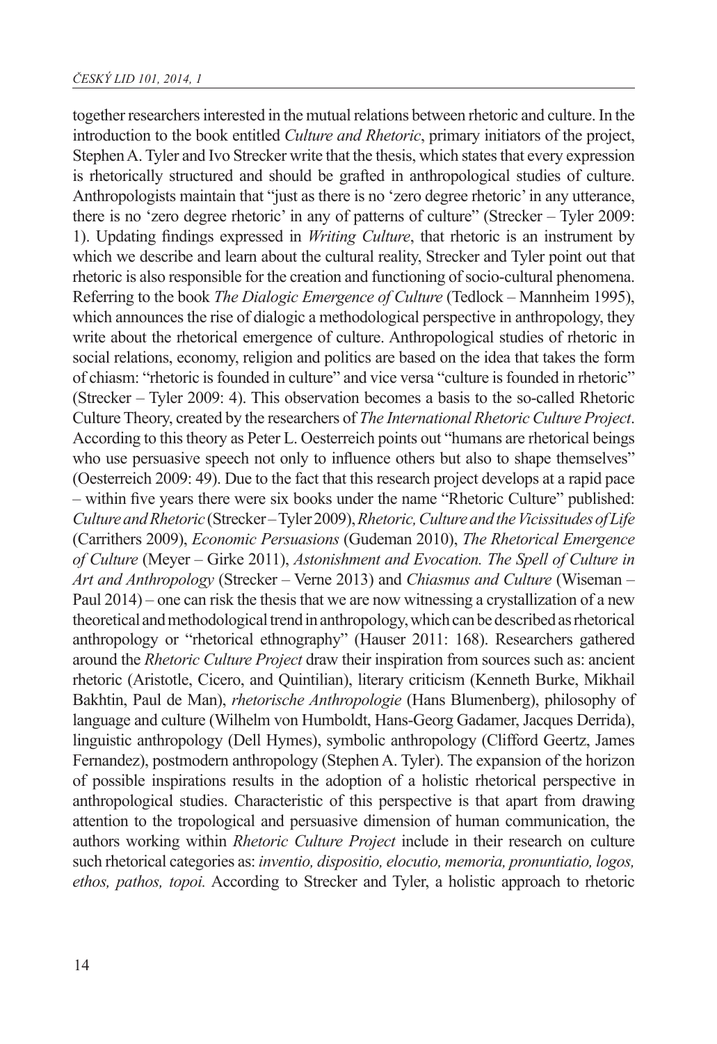together researchers interested in the mutual relations between rhetoric and culture. In the introduction to the book entitled *Culture and Rhetoric*, primary initiators of the project, Stephen A. Tyler and Ivo Strecker write that the thesis, which states that every expression is rhetorically structured and should be grafted in anthropological studies of culture. Anthropologists maintain that "just as there is no 'zero degree rhetoric' in any utterance, there is no 'zero degree rhetoric' in any of patterns of culture" (Strecker – Tyler 2009: 1). Updating findings expressed in *Writing Culture*, that rhetoric is an instrument by which we describe and learn about the cultural reality, Strecker and Tyler point out that rhetoric is also responsible for the creation and functioning of socio-cultural phenomena. Referring to the book *The Dialogic Emergence of Culture* (Tedlock – Mannheim 1995), which announces the rise of dialogic a methodological perspective in anthropology, they write about the rhetorical emergence of culture. Anthropological studies of rhetoric in social relations, economy, religion and politics are based on the idea that takes the form of chiasm: "rhetoric is founded in culture" and vice versa "culture is founded in rhetoric" (Strecker – Tyler 2009: 4). This observation becomes a basis to the so-called Rhetoric Culture Theory, created by the researchers of *The International Rhetoric Culture Project*. According to this theory as Peter L. Oesterreich points out "humans are rhetorical beings who use persuasive speech not only to influence others but also to shape themselves" (Oesterreich 2009: 49). Due to the fact that this research project develops at a rapid pace – within five years there were six books under the name "Rhetoric Culture" published: *Culture and Rhetoric* (Strecker – Tyler 2009), *Rhetoric, Culture and the Vicissitudes of Life* (Carrithers 2009), *Economic Persuasions* (Gudeman 2010), *The Rhetorical Emergence of Culture* (Meyer – Girke 2011), *Astonishment and Evocation. The Spell of Culture in Art and Anthropology* (Strecker – Verne 2013) and *Chiasmus and Culture* (Wiseman – Paul 2014) – one can risk the thesis that we are now witnessing a crystallization of a new theoretical and methodological trend in anthropology, which can be described as rhetorical anthropology or "rhetorical ethnography" (Hauser 2011: 168). Researchers gathered around the *Rhetoric Culture Project* draw their inspiration from sources such as: ancient rhetoric (Aristotle, Cicero, and Quintilian), literary criticism (Kenneth Burke, Mikhail Bakhtin, Paul de Man), *rhetorische Anthropologie* (Hans Blumenberg), philosophy of language and culture (Wilhelm von Humboldt, Hans-Georg Gadamer, Jacques Derrida), linguistic anthropology (Dell Hymes), symbolic anthropology (Clifford Geertz, James Fernandez), postmodern anthropology (Stephen A. Tyler). The expansion of the horizon of possible inspirations results in the adoption of a holistic rhetorical perspective in anthropological studies. Characteristic of this perspective is that apart from drawing attention to the tropological and persuasive dimension of human communication, the authors working within *Rhetoric Culture Project* include in their research on culture such rhetorical categories as: *inventio, dispositio, elocutio, memoria, pronuntiatio, logos, ethos, pathos, topoi.* According to Strecker and Tyler, a holistic approach to rhetoric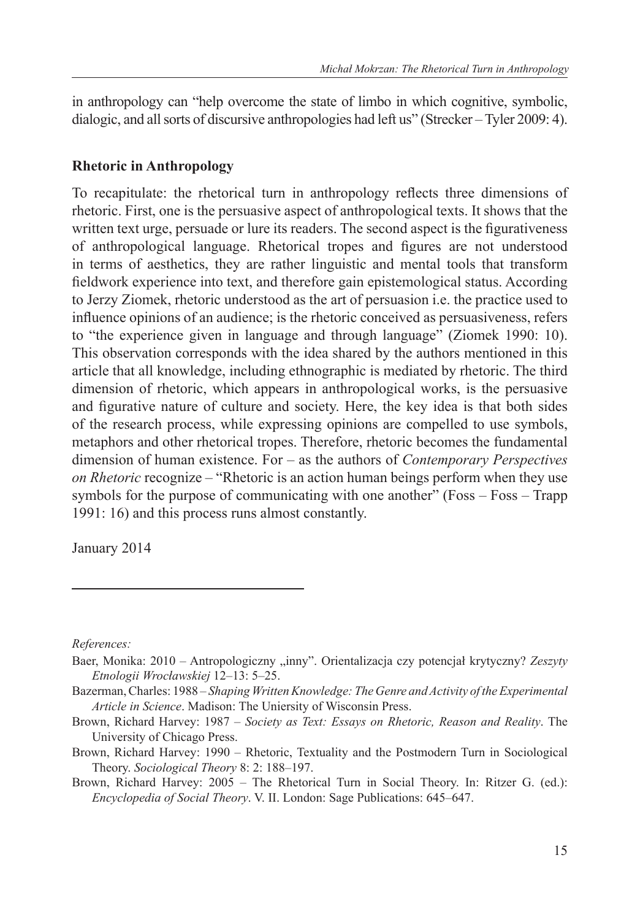in anthropology can "help overcome the state of limbo in which cognitive, symbolic, dialogic, and all sorts of discursive anthropologies had left us" (Strecker – Tyler 2009: 4).

## Rhetoric in Anthropology

To recapitulate: the rhetorical turn in anthropology reflects three dimensions of rhetoric. First, one is the persuasive aspect of anthropological texts. It shows that the written text urge, persuade or lure its readers. The second aspect is the figurativeness of anthropological language. Rhetorical tropes and figures are not understood in terms of aesthetics, they are rather linguistic and mental tools that transform fieldwork experience into text, and therefore gain epistemological status. According to Jerzy Ziomek, rhetoric understood as the art of persuasion i.e. the practice used to influence opinions of an audience; is the rhetoric conceived as persuasiveness, refers to "the experience given in language and through language" (Ziomek 1990: 10). This observation corresponds with the idea shared by the authors mentioned in this article that all knowledge, including ethnographic is mediated by rhetoric. The third dimension of rhetoric, which appears in anthropological works, is the persuasive and figurative nature of culture and society. Here, the key idea is that both sides of the research process, while expressing opinions are compelled to use symbols, metaphors and other rhetorical tropes. Therefore, rhetoric becomes the fundamental dimension of human existence. For – as the authors of *Contemporary Perspectives on Rhetoric* recognize – "Rhetoric is an action human beings perform when they use symbols for the purpose of communicating with one another" (Foss – Foss – Trapp 1991: 16) and this process runs almost constantly.

January 2014

---

*References:*

Baer, Monika: 2010 – Antropologiczny „inny". Orientalizacja czy potencjał krytyczny? *Zeszyty Etnologii Wrocławskiej* 12–13: 5–25.

Bazerman, Charles: 1988 – *Shaping Written Knowledge: The Genre and Activity of the Experimental Article in Science*. Madison: The Uniersity of Wisconsin Press.

Brown, Richard Harvey: 1987 – *Society as Text: Essays on Rhetoric, Reason and Reality*. The University of Chicago Press.

Brown, Richard Harvey: 1990 – Rhetoric, Textuality and the Postmodern Turn in Sociological Theory. *Sociological Theory* 8: 2: 188–197.

Brown, Richard Harvey: 2005 – The Rhetorical Turn in Social Theory. In: Ritzer G. (ed.): *Encyclopedia of Social Theory*. V. II. London: Sage Publications: 645–647.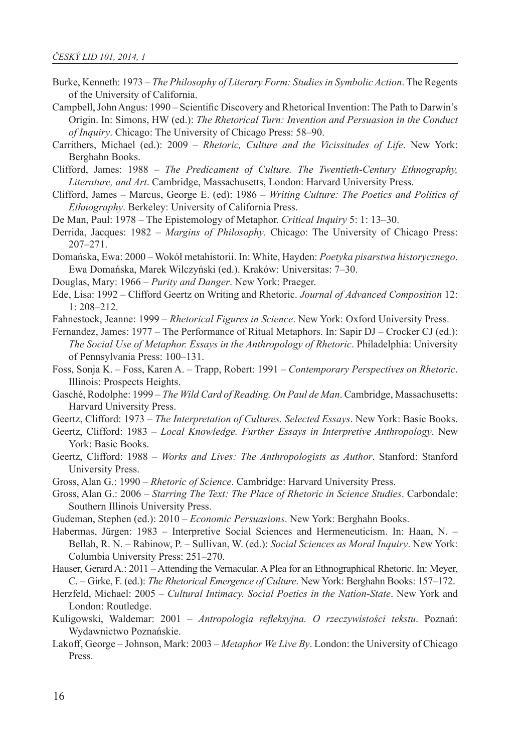Burke, Kenneth: 1973 – *The Philosophy of Literary Form: Studies in Symbolic Action*. The Regents of the University of California.

Campbell, John Angus: 1990 – Scientific Discovery and Rhetorical Invention: The Path to Darwin's Origin. In: Simons, HW (ed.): *The Rhetorical Turn: Invention and Persuasion in the Conduct of Inquiry*. Chicago: The University of Chicago Press: 58–90.

Carrithers, Michael (ed.): 2009 – *Rhetoric, Culture and the Vicissitudes of Life*. New York: Berghahn Books.

Clifford, James: 1988 – *The Predicament of Culture. The Twentieth-Century Ethnography, Literature, and Art*. Cambridge, Massachusetts, London: Harvard University Press.

Clifford, James – Marcus, George E. (ed): 1986 – *Writing Culture: The Poetics and Politics of Ethnography*. Berkeley: University of California Press.

De Man, Paul: 1978 – The Epistemology of Metaphor. *Critical Inquiry* 5: 1: 13–30.

Derrida, Jacques: 1982 – *Margins of Philosophy*. Chicago: The University of Chicago Press: 207–271.

Domańska, Ewa: 2000 – Wokół metahistorii. In: White, Hayden: *Poetyka pisarstwa historycznego*. Ewa Domańska, Marek Wilczyński (ed.). Kraków: Universitas: 7–30.

Douglas, Mary: 1966 – *Purity and Danger*. New York: Praeger.

Ede, Lisa: 1992 – Clifford Geertz on Writing and Rhetoric. *Journal of Advanced Composition* 12: 1: 208–212.

Fahnestock, Jeanne: 1999 – *Rhetorical Figures in Science*. New York: Oxford University Press.

Fernandez, James: 1977 – The Performance of Ritual Metaphors. In: Sapir DJ – Crocker CJ (ed.): *The Social Use of Metaphor. Essays in the Anthropology of Rhetoric*. Philadelphia: University of Pennsylvania Press: 100–131.

Foss, Sonja K. – Foss, Karen A. – Trapp, Robert: 1991 – *Contemporary Perspectives on Rhetoric*. Illinois: Prospects Heights.

Gasché, Rodolphe: 1999 – *The Wild Card of Reading. On Paul de Man*. Cambridge, Massachusetts: Harvard University Press.

Geertz, Clifford: 1973 – *The Interpretation of Cultures. Selected Essays*. New York: Basic Books.

Geertz, Clifford: 1983 – *Local Knowledge. Further Essays in Interpretive Anthropology*. New York: Basic Books.

Geertz, Clifford: 1988 – *Works and Lives: The Anthropologists as Author*. Stanford: Stanford University Press.

Gross, Alan G.: 1990 – *Rhetoric of Science*. Cambridge: Harvard University Press.

Gross, Alan G.: 2006 – *Starring The Text: The Place of Rhetoric in Science Studies*. Carbondale: Southern Illinois University Press.

Gudeman, Stephen (ed.): 2010 – *Economic Persuasions*. New York: Berghahn Books.

Habermas, Jürgen: 1983 – Interpretive Social Sciences and Hermeneuticism. In: Haan, N. – Bellah, R. N. – Rabinow, P. – Sullivan, W. (ed.): *Social Sciences as Moral Inquiry*. New York: Columbia University Press: 251–270.

Hauser, Gerard A.: 2011 – Attending the Vernacular. A Plea for an Ethnographical Rhetoric. In: Meyer, C. – Girke, F. (ed.): *The Rhetorical Emergence of Culture*. New York: Berghahn Books: 157–172.

Herzfeld, Michael: 2005 – *Cultural Intimacy. Social Poetics in the Nation-State*. New York and London: Routledge.

Kuligowski, Waldemar: 2001 – *Antropologia refleksyjna. O rzeczywistości tekstu*. Poznań: Wydawnictwo Poznańskie.

Lakoff, George – Johnson, Mark: 2003 – *Metaphor We Live By*. London: the University of Chicago Press.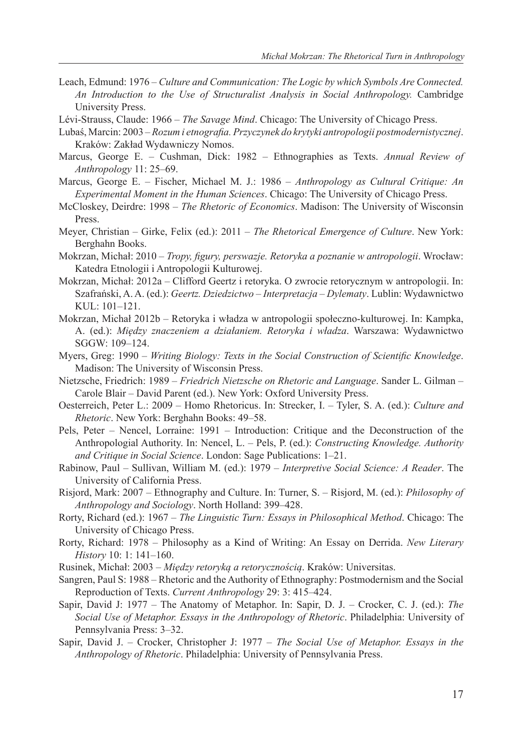Leach, Edmund: 1976 – *Culture and Communication: The Logic by which Symbols Are Connected. An Introduction to the Use of Structuralist Analysis in Social Anthropology.* Cambridge University Press.

Lévi-Strauss, Claude: 1966 – *The Savage Mind*. Chicago: The University of Chicago Press.

Lubaś, Marcin: 2003 – *Rozum i etnografia. Przyczynek do krytyki antropologii postmodernistycznej*. Kraków: Zakład Wydawniczy Nomos.

Marcus, George E. – Cushman, Dick: 1982 – Ethnographies as Texts. *Annual Review of Anthropology* 11: 25–69.

Marcus, George E. – Fischer, Michael M. J.: 1986 – *Anthropology as Cultural Critique: An Experimental Moment in the Human Sciences*. Chicago: The University of Chicago Press.

McCloskey, Deirdre: 1998 – *The Rhetoric of Economics*. Madison: The University of Wisconsin Press.

Meyer, Christian – Girke, Felix (ed.): 2011 – *The Rhetorical Emergence of Culture*. New York: Berghahn Books.

Mokrzan, Michał: 2010 – *Tropy, figury, perswazje. Retoryka a poznanie w antropologii*. Wrocław: Katedra Etnologii i Antropologii Kulturowej.

Mokrzan, Michał: 2012a – Clifford Geertz i retoryka. O zwrocie retorycznym w antropologii. In: Szafrański, A. A. (ed.): *Geertz. Dziedzictwo – Interpretacja – Dylematy*. Lublin: Wydawnictwo KUL: 101–121.

Mokrzan, Michał 2012b – Retoryka i władza w antropologii społeczno-kulturowej. In: Kampka, A. (ed.): *Między znaczeniem a działaniem. Retoryka i władza*. Warszawa: Wydawnictwo SGGW: 109–124.

Myers, Greg: 1990 – *Writing Biology: Texts in the Social Construction of Scientific Knowledge*. Madison: The University of Wisconsin Press.

Nietzsche, Friedrich: 1989 – *Friedrich Nietzsche on Rhetoric and Language*. Sander L. Gilman – Carole Blair – David Parent (ed.). New York: Oxford University Press.

Oesterreich, Peter L.: 2009 – Homo Rhetoricus. In: Strecker, I. – Tyler, S. A. (ed.): *Culture and Rhetoric*. New York: Berghahn Books: 49–58.

Pels, Peter – Nencel, Lorraine: 1991 – Introduction: Critique and the Deconstruction of the Anthropologial Authority. In: Nencel, L. – Pels, P. (ed.): *Constructing Knowledge. Authority and Critique in Social Science*. London: Sage Publications: 1–21.

Rabinow, Paul – Sullivan, William M. (ed.): 1979 – *Interpretive Social Science: A Reader*. The University of California Press.

Risjord, Mark: 2007 – Ethnography and Culture. In: Turner, S. – Risjord, M. (ed.): *Philosophy of Anthropology and Sociology*. North Holland: 399–428.

Rorty, Richard (ed.): 1967 – *The Linguistic Turn: Essays in Philosophical Method*. Chicago: The University of Chicago Press.

Rorty, Richard: 1978 – Philosophy as a Kind of Writing: An Essay on Derrida. *New Literary History* 10: 1: 141–160.

Rusinek, Michał: 2003 – *Między retoryką a retorycznością*. Kraków: Universitas.

Sangren, Paul S: 1988 – Rhetoric and the Authority of Ethnography: Postmodernism and the Social Reproduction of Texts. *Current Anthropology* 29: 3: 415–424.

Sapir, David J: 1977 – The Anatomy of Metaphor. In: Sapir, D. J. – Crocker, C. J. (ed.): *The Social Use of Metaphor. Essays in the Anthropology of Rhetoric*. Philadelphia: University of Pennsylvania Press: 3–32.

Sapir, David J. – Crocker, Christopher J: 1977 – *The Social Use of Metaphor. Essays in the Anthropology of Rhetoric*. Philadelphia: University of Pennsylvania Press.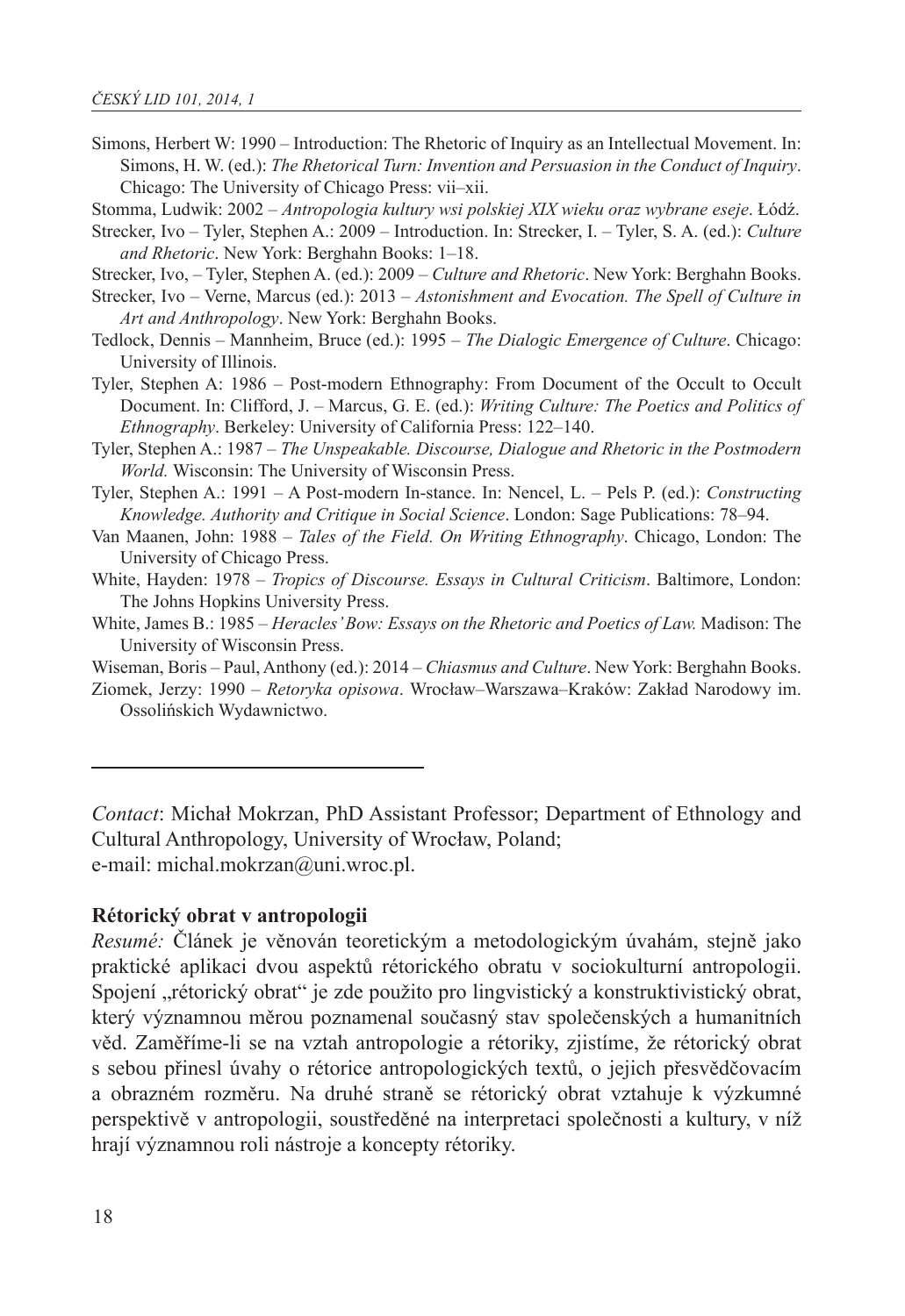Simons, Herbert W: 1990 – Introduction: The Rhetoric of Inquiry as an Intellectual Movement. In: Simons, H. W. (ed.): *The Rhetorical Turn: Invention and Persuasion in the Conduct of Inquiry*. Chicago: The University of Chicago Press: vii–xii.

Stomma, Ludwik: 2002 – *Antropologia kultury wsi polskiej XIX wieku oraz wybrane eseje*. Łódź.

Strecker, Ivo – Tyler, Stephen A.: 2009 – Introduction. In: Strecker, I. – Tyler, S. A. (ed.): *Culture and Rhetoric*. New York: Berghahn Books: 1–18.

Strecker, Ivo, – Tyler, Stephen A. (ed.): 2009 – *Culture and Rhetoric*. New York: Berghahn Books.

Strecker, Ivo – Verne, Marcus (ed.): 2013 – *Astonishment and Evocation. The Spell of Culture in Art and Anthropology*. New York: Berghahn Books.

Tedlock, Dennis – Mannheim, Bruce (ed.): 1995 – *The Dialogic Emergence of Culture*. Chicago: University of Illinois.

Tyler, Stephen A: 1986 – Post-modern Ethnography: From Document of the Occult to Occult Document. In: Clifford, J. – Marcus, G. E. (ed.): *Writing Culture: The Poetics and Politics of Ethnography*. Berkeley: University of California Press: 122–140.

Tyler, Stephen A.: 1987 – *The Unspeakable. Discourse, Dialogue and Rhetoric in the Postmodern World.* Wisconsin: The University of Wisconsin Press.

Tyler, Stephen A.: 1991 – A Post-modern In-stance. In: Nencel, L. – Pels P. (ed.): *Constructing Knowledge. Authority and Critique in Social Science*. London: Sage Publications: 78–94.

Van Maanen, John: 1988 – *Tales of the Field. On Writing Ethnography*. Chicago, London: The University of Chicago Press.

White, Hayden: 1978 – *Tropics of Discourse. Essays in Cultural Criticism*. Baltimore, London: The Johns Hopkins University Press.

White, James B.: 1985 – *Heracles' Bow: Essays on the Rhetoric and Poetics of Law.* Madison: The University of Wisconsin Press.

Wiseman, Boris – Paul, Anthony (ed.): 2014 – *Chiasmus and Culture*. New York: Berghahn Books.

Ziomek, Jerzy: 1990 – *Retoryka opisowa*. Wrocław–Warszawa–Kraków: Zakład Narodowy im. Ossolińskich Wydawnictwo.

---

*Contact*: Michał Mokrzan, PhD Assistant Professor; Department of Ethnology and Cultural Anthropology, University of Wrocław, Poland;
e-mail: michal.mokrzan@uni.wroc.pl.

**Rétorický obrat v antropologii**

*Resumé:* Článek je věnován teoretickým a metodologickým úvahám, stejně jako praktické aplikaci dvou aspektů rétorického obratu v sociokulturní antropologii. Spojení „rétorický obrat" je zde použito pro lingvistický a konstruktivistický obrat, který významnou měrou poznamenal současný stav společenských a humanitních věd. Zaměříme-li se na vztah antropologie a rétoriky, zjistíme, že rétorický obrat s sebou přinesl úvahy o rétorice antropologických textů, o jejich přesvědčovacím a obrazném rozměru. Na druhé straně se rétorický obrat vztahuje k výzkumné perspektivě v antropologii, soustředěné na interpretaci společnosti a kultury, v níž hrají významnou roli nástroje a koncepty rétoriky.